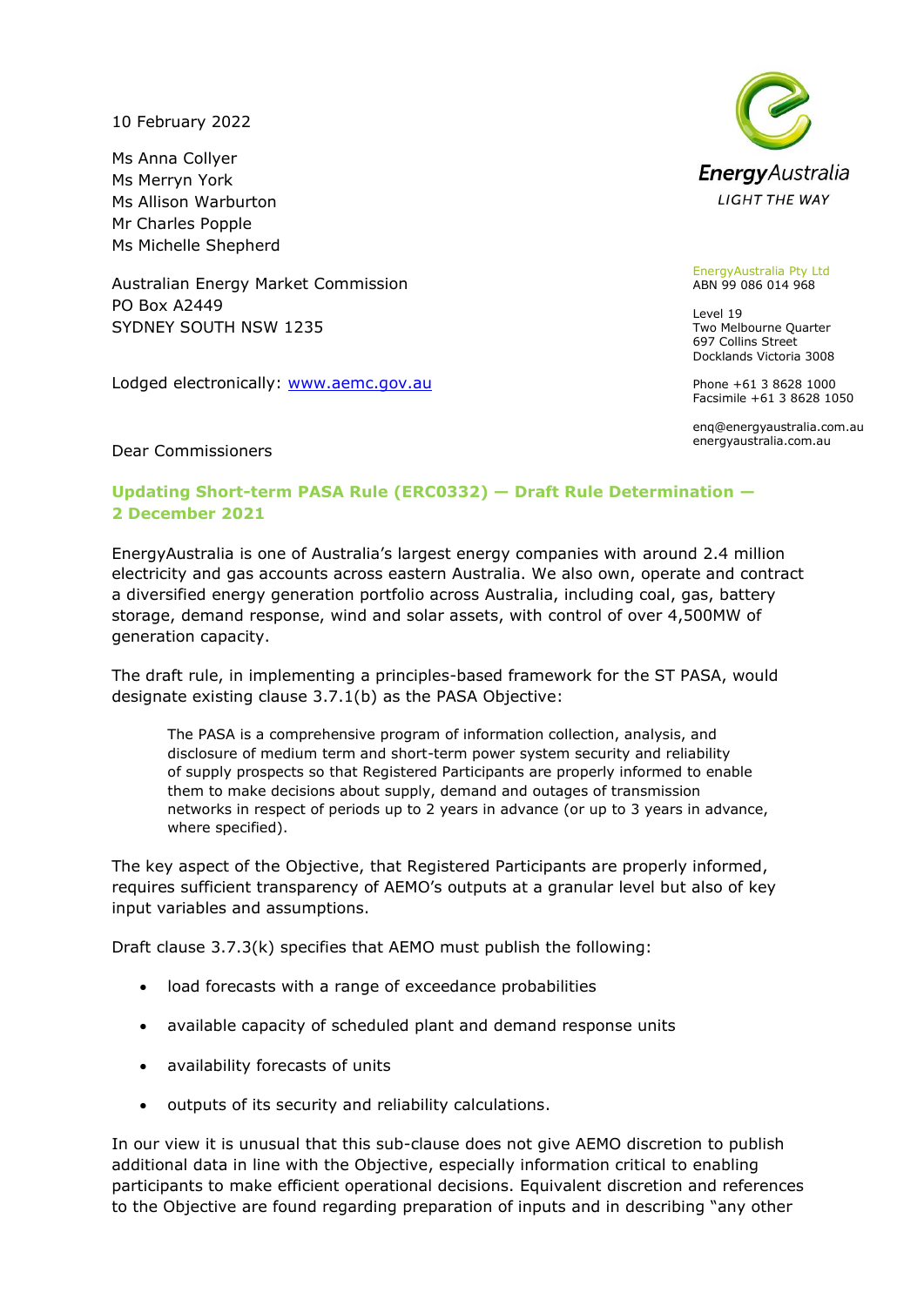10 February 2022

Ms Anna Collyer
Ms Merryn York
Ms Allison Warburton
Mr Charles Popple
Ms Michelle Shepherd

Australian Energy Market Commission
PO Box A2449
SYDNEY SOUTH NSW 1235

Lodged electronically: [www.aemc.gov.au](http://www.aemc.gov.au)

EnergyAustralia
LIGHT THE WAY

EnergyAustralia Pty Ltd
ABN 99 086 014 968

Level 19
Two Melbourne Quarter
697 Collins Street
Docklands Victoria 3008

Phone +61 3 8628 1000
Facsimile +61 3 8628 1050

enq@energyaustralia.com.au
energyaustralia.com.au

Dear Commissioners

**Updating Short-term PASA Rule (ERC0332) — Draft Rule Determination — 2 December 2021**

EnergyAustralia is one of Australia's largest energy companies with around 2.4 million electricity and gas accounts across eastern Australia. We also own, operate and contract a diversified energy generation portfolio across Australia, including coal, gas, battery storage, demand response, wind and solar assets, with control of over 4,500MW of generation capacity.

The draft rule, in implementing a principles-based framework for the ST PASA, would designate existing clause 3.7.1(b) as the PASA Objective:

> The PASA is a comprehensive program of information collection, analysis, and disclosure of medium term and short-term power system security and reliability of supply prospects so that Registered Participants are properly informed to enable them to make decisions about supply, demand and outages of transmission networks in respect of periods up to 2 years in advance (or up to 3 years in advance, where specified).

The key aspect of the Objective, that Registered Participants are properly informed, requires sufficient transparency of AEMO's outputs at a granular level but also of key input variables and assumptions.

Draft clause 3.7.3(k) specifies that AEMO must publish the following:

- load forecasts with a range of exceedance probabilities
- available capacity of scheduled plant and demand response units
- availability forecasts of units
- outputs of its security and reliability calculations.

In our view it is unusual that this sub-clause does not give AEMO discretion to publish additional data in line with the Objective, especially information critical to enabling participants to make efficient operational decisions. Equivalent discretion and references to the Objective are found regarding preparation of inputs and in describing "any other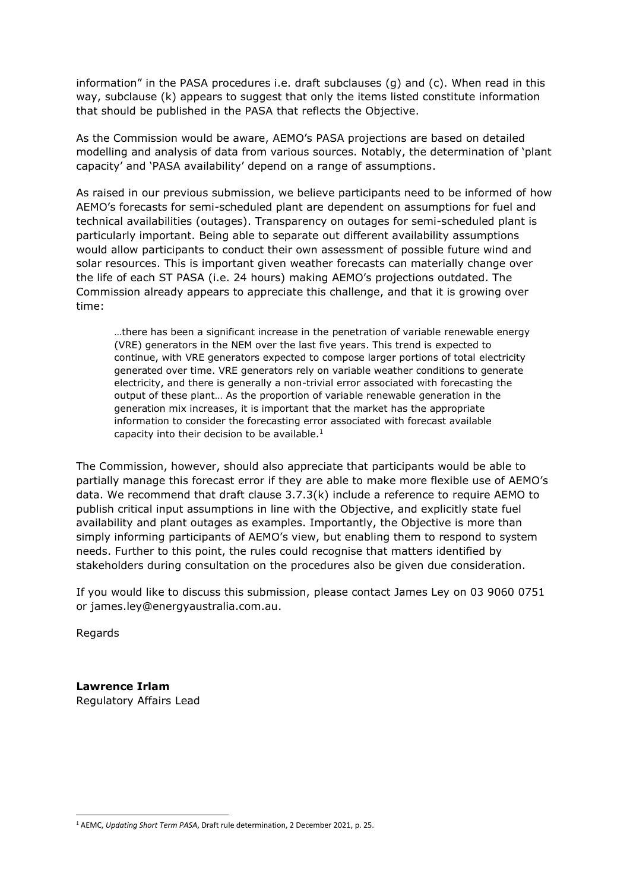information" in the PASA procedures i.e. draft subclauses (g) and (c). When read in this way, subclause (k) appears to suggest that only the items listed constitute information that should be published in the PASA that reflects the Objective.

As the Commission would be aware, AEMO's PASA projections are based on detailed modelling and analysis of data from various sources. Notably, the determination of 'plant capacity' and 'PASA availability' depend on a range of assumptions.

As raised in our previous submission, we believe participants need to be informed of how AEMO's forecasts for semi-scheduled plant are dependent on assumptions for fuel and technical availabilities (outages). Transparency on outages for semi-scheduled plant is particularly important. Being able to separate out different availability assumptions would allow participants to conduct their own assessment of possible future wind and solar resources. This is important given weather forecasts can materially change over the life of each ST PASA (i.e. 24 hours) making AEMO's projections outdated. The Commission already appears to appreciate this challenge, and that it is growing over time:

> …there has been a significant increase in the penetration of variable renewable energy (VRE) generators in the NEM over the last five years. This trend is expected to continue, with VRE generators expected to compose larger portions of total electricity generated over time. VRE generators rely on variable weather conditions to generate electricity, and there is generally a non-trivial error associated with forecasting the output of these plant… As the proportion of variable renewable generation in the generation mix increases, it is important that the market has the appropriate information to consider the forecasting error associated with forecast available capacity into their decision to be available.[1]

The Commission, however, should also appreciate that participants would be able to partially manage this forecast error if they are able to make more flexible use of AEMO's data. We recommend that draft clause 3.7.3(k) include a reference to require AEMO to publish critical input assumptions in line with the Objective, and explicitly state fuel availability and plant outages as examples. Importantly, the Objective is more than simply informing participants of AEMO's view, but enabling them to respond to system needs. Further to this point, the rules could recognise that matters identified by stakeholders during consultation on the procedures also be given due consideration.

If you would like to discuss this submission, please contact James Ley on 03 9060 0751 or james.ley@energyaustralia.com.au.

Regards

**Lawrence Irlam**
Regulatory Affairs Lead

[1] AEMC, *Updating Short Term PASA*, Draft rule determination, 2 December 2021, p. 25.